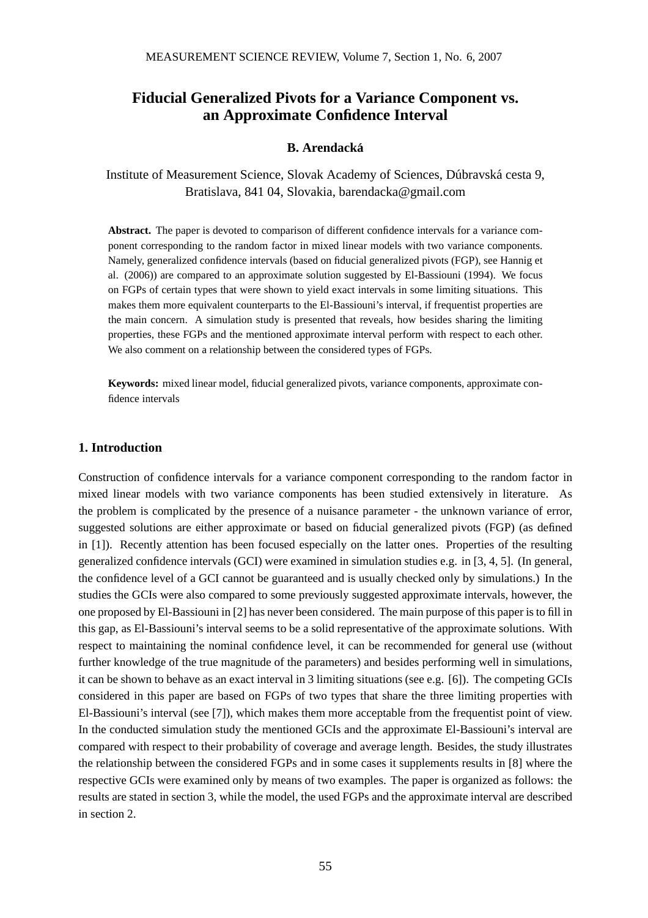# Fiducial Generalized Pivots for a Variance Component vs. an Approximate Confidence Interval

**B. Arendacká**

Institute of Measurement Science, Slovak Academy of Sciences, Dúbravská cesta 9, Bratislava, 841 04, Slovakia, barendacka@gmail.com

**Abstract.** The paper is devoted to comparison of different confidence intervals for a variance component corresponding to the random factor in mixed linear models with two variance components. Namely, generalized confidence intervals (based on fiducial generalized pivots (FGP), see Hannig et al. (2006)) are compared to an approximate solution suggested by El-Bassiouni (1994). We focus on FGPs of certain types that were shown to yield exact intervals in some limiting situations. This makes them more equivalent counterparts to the El-Bassiouni's interval, if frequentist properties are the main concern. A simulation study is presented that reveals, how besides sharing the limiting properties, these FGPs and the mentioned approximate interval perform with respect to each other. We also comment on a relationship between the considered types of FGPs.

**Keywords:** mixed linear model, fiducial generalized pivots, variance components, approximate confidence intervals

## 1. Introduction

Construction of confidence intervals for a variance component corresponding to the random factor in mixed linear models with two variance components has been studied extensively in literature. As the problem is complicated by the presence of a nuisance parameter - the unknown variance of error, suggested solutions are either approximate or based on fiducial generalized pivots (FGP) (as defined in [1]). Recently attention has been focused especially on the latter ones. Properties of the resulting generalized confidence intervals (GCI) were examined in simulation studies e.g. in [3, 4, 5]. (In general, the confidence level of a GCI cannot be guaranteed and is usually checked only by simulations.) In the studies the GCIs were also compared to some previously suggested approximate intervals, however, the one proposed by El-Bassiouni in [2] has never been considered. The main purpose of this paper is to fill in this gap, as El-Bassiouni's interval seems to be a solid representative of the approximate solutions. With respect to maintaining the nominal confidence level, it can be recommended for general use (without further knowledge of the true magnitude of the parameters) and besides performing well in simulations, it can be shown to behave as an exact interval in 3 limiting situations (see e.g. [6]). The competing GCIs considered in this paper are based on FGPs of two types that share the three limiting properties with El-Bassiouni's interval (see [7]), which makes them more acceptable from the frequentist point of view. In the conducted simulation study the mentioned GCIs and the approximate El-Bassiouni's interval are compared with respect to their probability of coverage and average length. Besides, the study illustrates the relationship between the considered FGPs and in some cases it supplements results in [8] where the respective GCIs were examined only by means of two examples. The paper is organized as follows: the results are stated in section 3, while the model, the used FGPs and the approximate interval are described in section 2.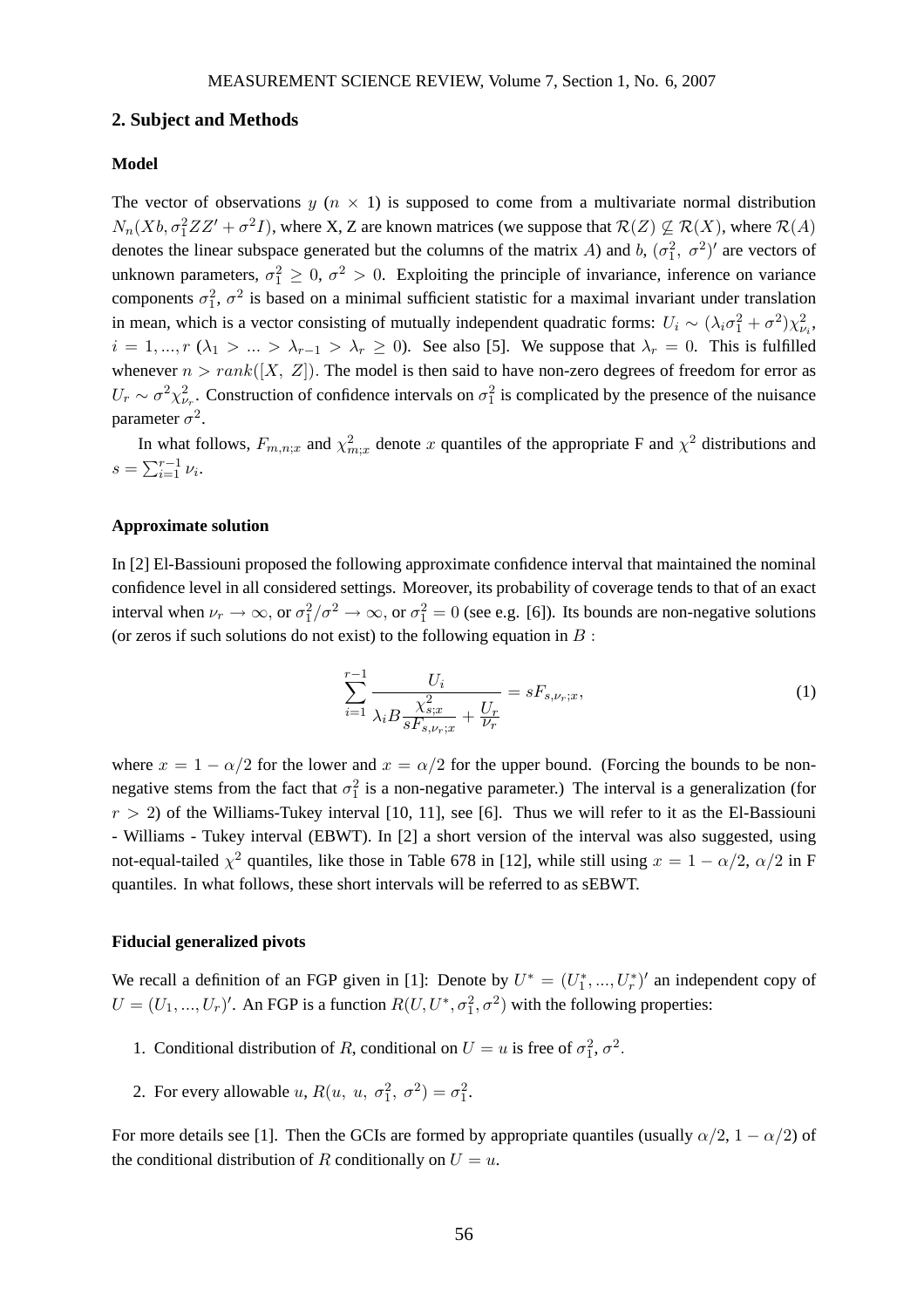## 2. Subject and Methods

### Model

The vector of observations $y$ ($n \times 1$) is supposed to come from a multivariate normal distribution $N_n(Xb, \sigma_1^2 ZZ' + \sigma^2 I)$, where X, Z are known matrices (we suppose that $\mathcal{R}(Z) \nsubseteq \mathcal{R}(X)$, where $\mathcal{R}(A)$ denotes the linear subspace generated but the columns of the matrix $A$) and $b$, $(\sigma_1^2,\ \sigma^2)'$ are vectors of unknown parameters, $\sigma_1^2 \geq 0$, $\sigma^2 > 0$. Exploiting the principle of invariance, inference on variance components $\sigma_1^2$, $\sigma^2$ is based on a minimal sufficient statistic for a maximal invariant under translation in mean, which is a vector consisting of mutually independent quadratic forms: $U_i \sim (\lambda_i \sigma_1^2 + \sigma^2)\chi^2_{\nu_i}$, $i = 1, ..., r$ ($\lambda_1 > ... > \lambda_{r-1} > \lambda_r \geq 0$). See also [5]. We suppose that $\lambda_r = 0$. This is fulfilled whenever $n > rank([X,\ Z])$. The model is then said to have non-zero degrees of freedom for error as $U_r \sim \sigma^2 \chi^2_{\nu_r}$. Construction of confidence intervals on $\sigma_1^2$ is complicated by the presence of the nuisance parameter $\sigma^2$.

In what follows, $F_{m,n;x}$ and $\chi^2_{m;x}$ denote $x$ quantiles of the appropriate F and $\chi^2$ distributions and $s = \sum_{i=1}^{r-1} \nu_i$.

### Approximate solution

In [2] El-Bassiouni proposed the following approximate confidence interval that maintained the nominal confidence level in all considered settings. Moreover, its probability of coverage tends to that of an exact interval when $\nu_r \to \infty$, or $\sigma_1^2/\sigma^2 \to \infty$, or $\sigma_1^2 = 0$ (see e.g. [6]). Its bounds are non-negative solutions (or zeros if such solutions do not exist) to the following equation in $B$ :

$$\sum_{i=1}^{r-1} \frac{U_i}{\lambda_i B \dfrac{\chi^2_{s;x}}{s F_{s,\nu_r;x}} + \dfrac{U_r}{\nu_r}} = s F_{s,\nu_r;x}, \tag{1}$$

where $x = 1 - \alpha/2$ for the lower and $x = \alpha/2$ for the upper bound. (Forcing the bounds to be non-negative stems from the fact that $\sigma_1^2$ is a non-negative parameter.) The interval is a generalization (for $r > 2$) of the Williams-Tukey interval [10, 11], see [6]. Thus we will refer to it as the El-Bassiouni - Williams - Tukey interval (EBWT). In [2] a short version of the interval was also suggested, using not-equal-tailed $\chi^2$ quantiles, like those in Table 678 in [12], while still using $x = 1 - \alpha/2$, $\alpha/2$ in F quantiles. In what follows, these short intervals will be referred to as sEBWT.

### Fiducial generalized pivots

We recall a definition of an FGP given in [1]: Denote by $U^* = (U_1^*, ..., U_r^*)'$ an independent copy of $U = (U_1, ..., U_r)'$. An FGP is a function $R(U, U^*, \sigma_1^2, \sigma^2)$ with the following properties:

1. Conditional distribution of $R$, conditional on $U = u$ is free of $\sigma_1^2, \sigma^2$.
2. For every allowable $u$, $R(u,\ u,\ \sigma_1^2,\ \sigma^2) = \sigma_1^2$.

For more details see [1]. Then the GCIs are formed by appropriate quantiles (usually $\alpha/2$, $1 - \alpha/2$) of the conditional distribution of $R$ conditionally on $U = u$.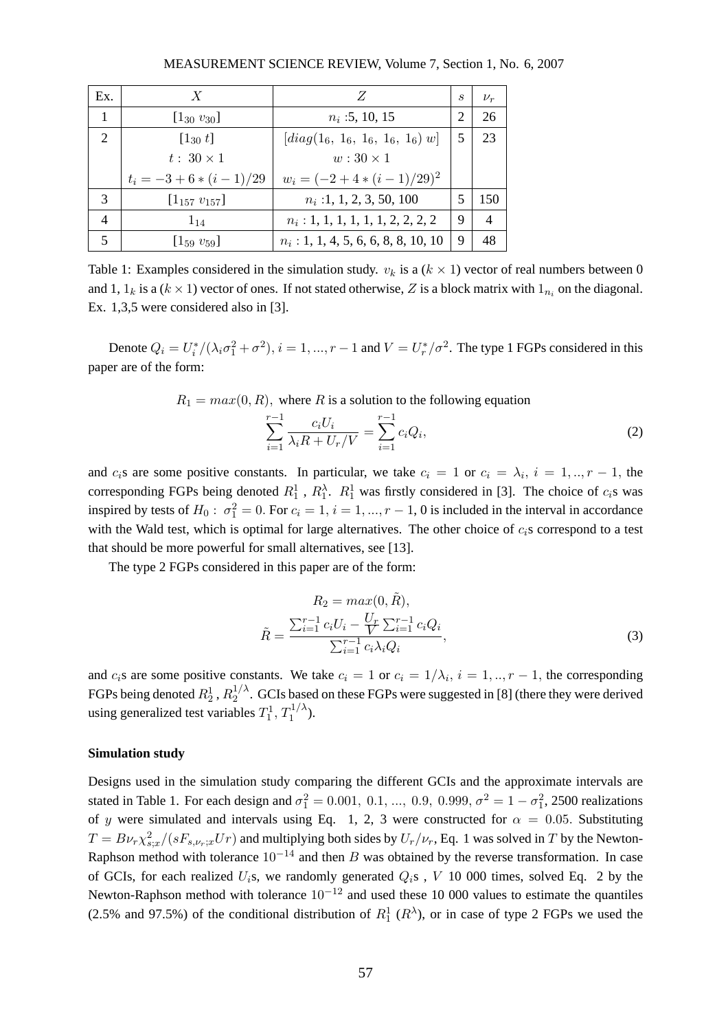| Ex. | $X$ | $Z$ | $s$ | $\nu_r$ |
|---|---|---|---|---|
| 1 | $[1_{30}\ v_{30}]$ | $n_i$ :5, 10, 15 | 2 | 26 |
| 2 | $[1_{30}\ t]$ <br> $t:\ 30 \times 1$ <br> $t_i = -3 + 6 * (i-1)/29$ | $[diag(1_6,\ 1_6,\ 1_6,\ 1_6,\ 1_6)\ w]$ <br> $w : 30 \times 1$ <br> $w_i = (-2 + 4 * (i-1)/29)^2$ | 5 | 23 |
| 3 | $[1_{157}\ v_{157}]$ | $n_i$ :1, 1, 2, 3, 50, 100 | 5 | 150 |
| 4 | $1_{14}$ | $n_i$ : 1, 1, 1, 1, 1, 1, 2, 2, 2, 2 | 9 | 4 |
| 5 | $[1_{59}\ v_{59}]$ | $n_i$ : 1, 1, 4, 5, 6, 6, 8, 8, 10, 10 | 9 | 48 |

Table 1: Examples considered in the simulation study. $v_k$ is a $(k \times 1)$ vector of real numbers between 0 and 1, $1_k$ is a $(k \times 1)$ vector of ones. If not stated otherwise, $Z$ is a block matrix with $1_{n_i}$ on the diagonal. Ex. 1,3,5 were considered also in [3].

Denote $Q_i = U_i^*/(\lambda_i \sigma_1^2 + \sigma^2)$, $i = 1, ..., r-1$ and $V = U_r^*/\sigma^2$. The type 1 FGPs considered in this paper are of the form:

$$R_1 = max(0, R), \text{ where } R \text{ is a solution to the following equation}$$
$$\sum_{i=1}^{r-1} \frac{c_i U_i}{\lambda_i R + U_r/V} = \sum_{i=1}^{r-1} c_i Q_i, \tag{2}$$

and $c_i$s are some positive constants. In particular, we take $c_i = 1$ or $c_i = \lambda_i$, $i = 1, .., r-1$, the corresponding FGPs being denoted $R_1^1$ , $R_1^\lambda$. $R_1^1$ was firstly considered in [3]. The choice of $c_i$s was inspired by tests of $H_0 : \sigma_1^2 = 0$. For $c_i = 1$, $i = 1, ..., r-1$, 0 is included in the interval in accordance with the Wald test, which is optimal for large alternatives. The other choice of $c_i$s correspond to a test that should be more powerful for small alternatives, see [13].

The type 2 FGPs considered in this paper are of the form:

$$R_2 = max(0, \tilde{R}),$$
$$\tilde{R} = \frac{\sum_{i=1}^{r-1} c_i U_i - \frac{U_r}{V} \sum_{i=1}^{r-1} c_i Q_i}{\sum_{i=1}^{r-1} c_i \lambda_i Q_i}, \tag{3}$$

and $c_i$s are some positive constants. We take $c_i = 1$ or $c_i = 1/\lambda_i$, $i = 1, .., r-1$, the corresponding FGPs being denoted $R_2^1$ , $R_2^{1/\lambda}$. GCIs based on these FGPs were suggested in [8] (there they were derived using generalized test variables $T_1^1, T_1^{1/\lambda}$).

**Simulation study**

Designs used in the simulation study comparing the different GCIs and the approximate intervals are stated in Table 1. For each design and $\sigma_1^2 = 0.001,\ 0.1,\ ...,\ 0.9,\ 0.999$, $\sigma^2 = 1 - \sigma_1^2$, 2500 realizations of $y$ were simulated and intervals using Eq. 1, 2, 3 were constructed for $\alpha = 0.05$. Substituting $T = B\nu_r \chi^2_{s;x}/(sF_{s,\nu_r;x} Ur)$ and multiplying both sides by $U_r/\nu_r$, Eq. 1 was solved in $T$ by the Newton-Raphson method with tolerance $10^{-14}$ and then $B$ was obtained by the reverse transformation. In case of GCIs, for each realized $U_i$s, we randomly generated $Q_i$s , $V$ 10 000 times, solved Eq. 2 by the Newton-Raphson method with tolerance $10^{-12}$ and used these 10 000 values to estimate the quantiles (2.5% and 97.5%) of the conditional distribution of $R_1^1$ ($R^\lambda$), or in case of type 2 FGPs we used the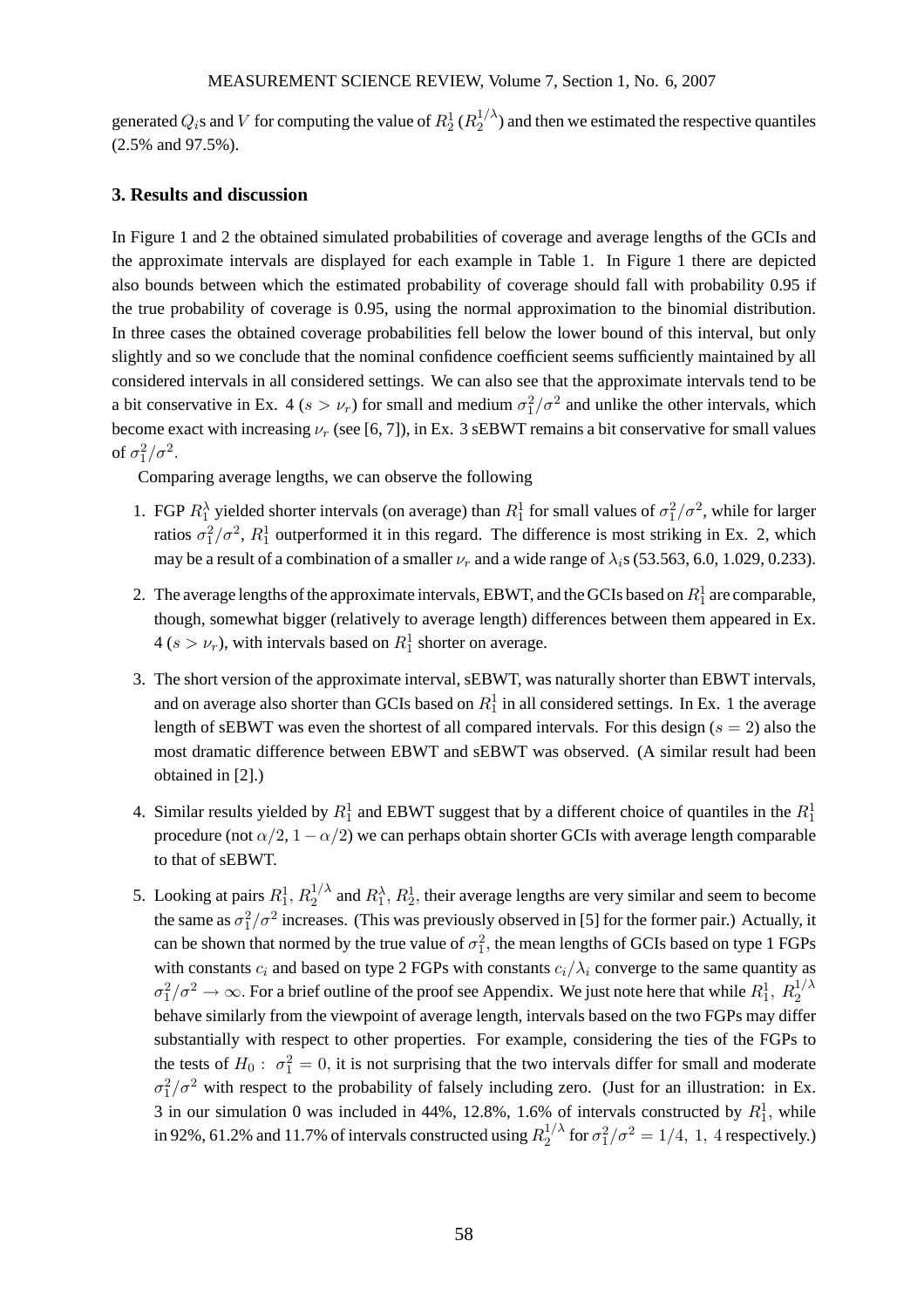generated $Q_i$s and $V$ for computing the value of $R_2^1$ ($R_2^{1/\lambda}$) and then we estimated the respective quantiles (2.5% and 97.5%).

### 3. Results and discussion

In Figure 1 and 2 the obtained simulated probabilities of coverage and average lengths of the GCIs and the approximate intervals are displayed for each example in Table 1. In Figure 1 there are depicted also bounds between which the estimated probability of coverage should fall with probability 0.95 if the true probability of coverage is 0.95, using the normal approximation to the binomial distribution. In three cases the obtained coverage probabilities fell below the lower bound of this interval, but only slightly and so we conclude that the nominal confidence coefficient seems sufficiently maintained by all considered intervals in all considered settings. We can also see that the approximate intervals tend to be a bit conservative in Ex. 4 ($s > \nu_r$) for small and medium $\sigma_1^2/\sigma^2$ and unlike the other intervals, which become exact with increasing $\nu_r$ (see [6, 7]), in Ex. 3 sEBWT remains a bit conservative for small values of $\sigma_1^2/\sigma^2$.

Comparing average lengths, we can observe the following

1. FGP $R_1^\lambda$ yielded shorter intervals (on average) than $R_1^1$ for small values of $\sigma_1^2/\sigma^2$, while for larger ratios $\sigma_1^2/\sigma^2$, $R_1^1$ outperformed it in this regard. The difference is most striking in Ex. 2, which may be a result of a combination of a smaller $\nu_r$ and a wide range of $\lambda_i$s (53.563, 6.0, 1.029, 0.233).

2. The average lengths of the approximate intervals, EBWT, and the GCIs based on $R_1^1$ are comparable, though, somewhat bigger (relatively to average length) differences between them appeared in Ex. 4 ($s > \nu_r$), with intervals based on $R_1^1$ shorter on average.

3. The short version of the approximate interval, sEBWT, was naturally shorter than EBWT intervals, and on average also shorter than GCIs based on $R_1^1$ in all considered settings. In Ex. 1 the average length of sEBWT was even the shortest of all compared intervals. For this design ($s = 2$) also the most dramatic difference between EBWT and sEBWT was observed. (A similar result had been obtained in [2].)

4. Similar results yielded by $R_1^1$ and EBWT suggest that by a different choice of quantiles in the $R_1^1$ procedure (not $\alpha/2$, $1 - \alpha/2$) we can perhaps obtain shorter GCIs with average length comparable to that of sEBWT.

5. Looking at pairs $R_1^1$, $R_2^{1/\lambda}$ and $R_1^\lambda$, $R_2^1$, their average lengths are very similar and seem to become the same as $\sigma_1^2/\sigma^2$ increases. (This was previously observed in [5] for the former pair.) Actually, it can be shown that normed by the true value of $\sigma_1^2$, the mean lengths of GCIs based on type 1 FGPs with constants $c_i$ and based on type 2 FGPs with constants $c_i/\lambda_i$ converge to the same quantity as $\sigma_1^2/\sigma^2 \to \infty$. For a brief outline of the proof see Appendix. We just note here that while $R_1^1,\ R_2^{1/\lambda}$ behave similarly from the viewpoint of average length, intervals based on the two FGPs may differ substantially with respect to other properties. For example, considering the ties of the FGPs to the tests of $H_0:\ \sigma_1^2 = 0$, it is not surprising that the two intervals differ for small and moderate $\sigma_1^2/\sigma^2$ with respect to the probability of falsely including zero. (Just for an illustration: in Ex. 3 in our simulation 0 was included in 44%, 12.8%, 1.6% of intervals constructed by $R_1^1$, while in 92%, 61.2% and 11.7% of intervals constructed using $R_2^{1/\lambda}$ for $\sigma_1^2/\sigma^2 = 1/4,\ 1,\ 4$ respectively.)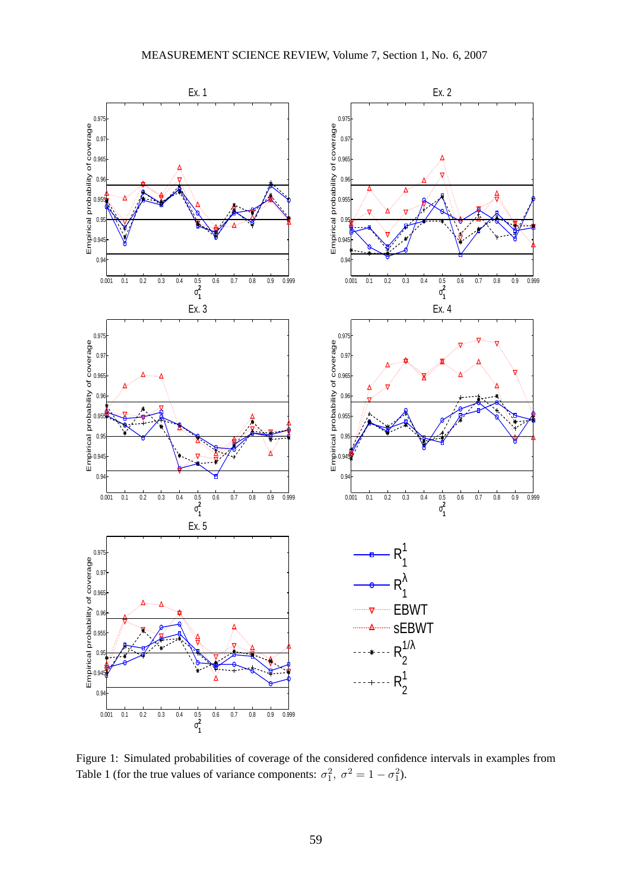Ex. 1

Empirical probability of coverage

0.975
0.97
0.965
0.96
0.955
0.95
0.945
0.94

0.001 0.1 0.2 0.3 0.4 0.5 0.6 0.7 0.8 0.9 0.999

$\sigma_1^2$

Ex. 2

Empirical probability of coverage

0.975
0.97
0.965
0.96
0.955
0.95
0.945
0.94

0.001 0.1 0.2 0.3 0.4 0.5 0.6 0.7 0.8 0.9 0.999

$\sigma_1^2$

Ex. 3

Empirical probability of coverage

0.975
0.97
0.965
0.96
0.955
0.95
0.945
0.94

0.001 0.1 0.2 0.3 0.4 0.5 0.6 0.7 0.8 0.9 0.999

$\sigma_1^2$

Ex. 4

Empirical probability of coverage

0.975
0.97
0.965
0.96
0.955
0.95
0.945
0.94

0.001 0.1 0.2 0.3 0.4 0.5 0.6 0.7 0.8 0.9 0.999

$\sigma_1^2$

Ex. 5

Empirical probability of coverage

0.975
0.97
0.965
0.96
0.955
0.95
0.945
0.94

0.001 0.1 0.2 0.3 0.4 0.5 0.6 0.7 0.8 0.9 0.999

$\sigma_1^2$

$R_1^1$
$R_1^\lambda$
EBWT
sEBWT
$R_2^{1/\lambda}$
$R_2^1$

Figure 1: Simulated probabilities of coverage of the considered confidence intervals in examples from Table 1 (for the true values of variance components: $\sigma_1^2$, $\sigma^2 = 1 - \sigma_1^2$).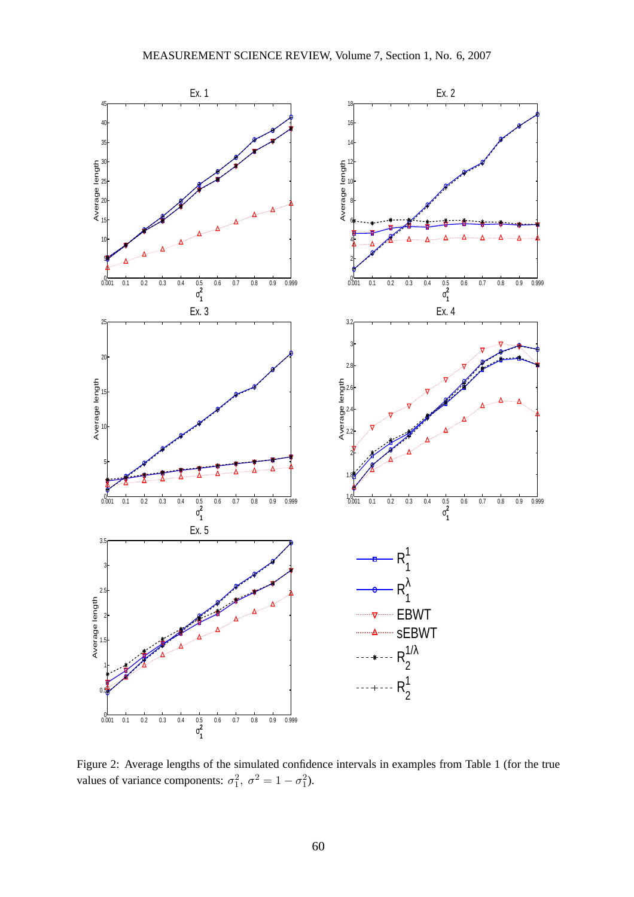Ex. 1

Average length

0.001 0.1 0.2 0.3 0.4 0.5 0.6 0.7 0.8 0.9 0.999

$\sigma_1^2$

Ex. 2

Average length

0.001 0.1 0.2 0.3 0.4 0.5 0.6 0.7 0.8 0.9 0.999

$\sigma_1^2$

Ex. 3

Average length

0.001 0.1 0.2 0.3 0.4 0.5 0.6 0.7 0.8 0.9 0.999

$\sigma_1^2$

Ex. 4

Average length

0.001 0.1 0.2 0.3 0.4 0.5 0.6 0.7 0.8 0.9 0.999

$\sigma_1^2$

Ex. 5

Average length

0.001 0.1 0.2 0.3 0.4 0.5 0.6 0.7 0.8 0.9 0.999

$\sigma_1^2$

$R_1^1$

$R_1^\lambda$

EBWT

sEBWT

$R_2^{1/\lambda}$

$R_2^1$

Figure 2: Average lengths of the simulated confidence intervals in examples from Table 1 (for the true values of variance components: $\sigma_1^2,\ \sigma^2 = 1 - \sigma_1^2$).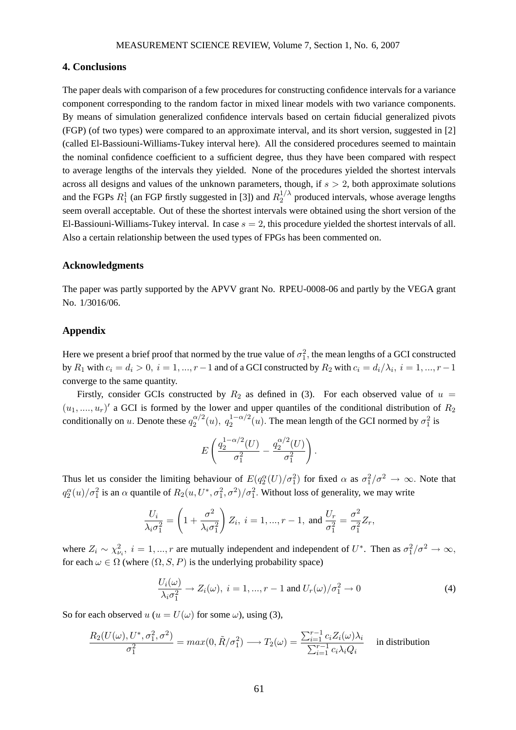## 4. Conclusions

The paper deals with comparison of a few procedures for constructing confidence intervals for a variance component corresponding to the random factor in mixed linear models with two variance components. By means of simulation generalized confidence intervals based on certain fiducial generalized pivots (FGP) (of two types) were compared to an approximate interval, and its short version, suggested in [2] (called El-Bassiouni-Williams-Tukey interval here). All the considered procedures seemed to maintain the nominal confidence coefficient to a sufficient degree, thus they have been compared with respect to average lengths of the intervals they yielded. None of the procedures yielded the shortest intervals across all designs and values of the unknown parameters, though, if $s > 2$, both approximate solutions and the FGPs $R_1^1$ (an FGP firstly suggested in [3]) and $R_2^{1/\lambda}$ produced intervals, whose average lengths seem overall acceptable. Out of these the shortest intervals were obtained using the short version of the El-Bassiouni-Williams-Tukey interval. In case $s = 2$, this procedure yielded the shortest intervals of all. Also a certain relationship between the used types of FPGs has been commented on.

## Acknowledgments

The paper was partly supported by the APVV grant No. RPEU-0008-06 and partly by the VEGA grant No. 1/3016/06.

## Appendix

Here we present a brief proof that normed by the true value of $\sigma_1^2$, the mean lengths of a GCI constructed by $R_1$ with $c_i = d_i > 0,\ i = 1, ..., r-1$ and of a GCI constructed by $R_2$ with $c_i = d_i/\lambda_i,\ i = 1, ..., r-1$ converge to the same quantity.

Firstly, consider GCIs constructed by $R_2$ as defined in (3). For each observed value of $u = (u_1, ...., u_r)'$ a GCI is formed by the lower and upper quantiles of the conditional distribution of $R_2$ conditionally on $u$. Denote these $q_2^{\alpha/2}(u),\ q_2^{1-\alpha/2}(u)$. The mean length of the GCI normed by $\sigma_1^2$ is

$$E\left(\frac{q_2^{1-\alpha/2}(U)}{\sigma_1^2} - \frac{q_2^{\alpha/2}(U)}{\sigma_1^2}\right).$$

Thus let us consider the limiting behaviour of $E(q_2^{\alpha}(U)/\sigma_1^2)$ for fixed $\alpha$ as $\sigma_1^2/\sigma^2 \to \infty$. Note that $q_2^{\alpha}(u)/\sigma_1^2$ is an $\alpha$ quantile of $R_2(u, U^*, \sigma_1^2, \sigma^2)/\sigma_1^2$. Without loss of generality, we may write

$$\frac{U_i}{\lambda_i \sigma_1^2} = \left(1 + \frac{\sigma^2}{\lambda_i \sigma_1^2}\right) Z_i,\ i = 1, ..., r-1, \text{ and } \frac{U_r}{\sigma_1^2} = \frac{\sigma^2}{\sigma_1^2} Z_r,$$

where $Z_i \sim \chi^2_{\nu_i},\ i = 1, ..., r$ are mutually independent and independent of $U^*$. Then as $\sigma_1^2/\sigma^2 \to \infty$, for each $\omega \in \Omega$ (where $(\Omega, S, P)$ is the underlying probability space)

$$\frac{U_i(\omega)}{\lambda_i \sigma_1^2} \to Z_i(\omega),\ i = 1, ..., r-1 \text{ and } U_r(\omega)/\sigma_1^2 \to 0 \tag{4}$$

So for each observed $u$ ($u = U(\omega)$ for some $\omega$), using (3),

$$\frac{R_2(U(\omega), U^*, \sigma_1^2, \sigma^2)}{\sigma_1^2} = max(0, \tilde{R}/\sigma_1^2) \longrightarrow T_2(\omega) = \frac{\sum_{i=1}^{r-1} c_i Z_i(\omega) \lambda_i}{\sum_{i=1}^{r-1} c_i \lambda_i Q_i} \quad \text{in distribution}$$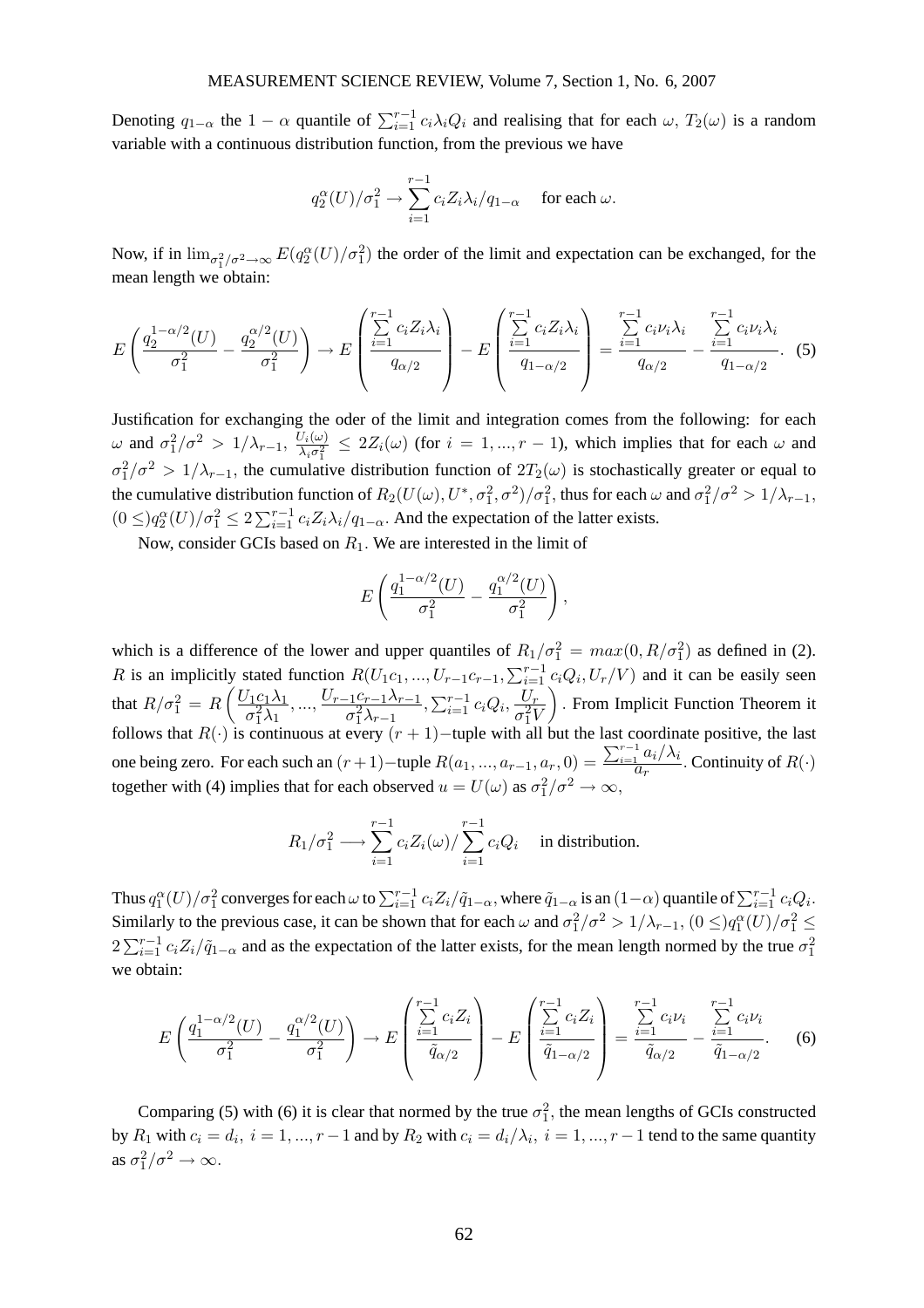Denoting $q_{1-\alpha}$ the $1-\alpha$ quantile of $\sum_{i=1}^{r-1} c_i\lambda_i Q_i$ and realising that for each $\omega$, $T_2(\omega)$ is a random variable with a continuous distribution function, from the previous we have

$$q_2^\alpha(U)/\sigma_1^2 \rightarrow \sum_{i=1}^{r-1} c_i Z_i \lambda_i / q_{1-\alpha} \quad \text{for each } \omega.$$

Now, if in $\lim_{\sigma_1^2/\sigma^2\to\infty} E(q_2^\alpha(U)/\sigma_1^2)$ the order of the limit and expectation can be exchanged, for the mean length we obtain:

$$E\left(\frac{q_2^{1-\alpha/2}(U)}{\sigma_1^2} - \frac{q_2^{\alpha/2}(U)}{\sigma_1^2}\right) \rightarrow E\left(\frac{\sum_{i=1}^{r-1} c_i Z_i \lambda_i}{q_{\alpha/2}}\right) - E\left(\frac{\sum_{i=1}^{r-1} c_i Z_i \lambda_i}{q_{1-\alpha/2}}\right) = \frac{\sum_{i=1}^{r-1} c_i \nu_i \lambda_i}{q_{\alpha/2}} - \frac{\sum_{i=1}^{r-1} c_i \nu_i \lambda_i}{q_{1-\alpha/2}}. \quad (5)$$

Justification for exchanging the oder of the limit and integration comes from the following: for each $\omega$ and $\sigma_1^2/\sigma^2 > 1/\lambda_{r-1}$, $\frac{U_i(\omega)}{\lambda_i\sigma_1^2} \leq 2Z_i(\omega)$ (for $i = 1, ..., r-1$), which implies that for each $\omega$ and $\sigma_1^2/\sigma^2 > 1/\lambda_{r-1}$, the cumulative distribution function of $2T_2(\omega)$ is stochastically greater or equal to the cumulative distribution function of $R_2(U(\omega), U^*, \sigma_1^2, \sigma^2)/\sigma_1^2$, thus for each $\omega$ and $\sigma_1^2/\sigma^2 > 1/\lambda_{r-1}$, $(0 \leq) q_2^\alpha(U)/\sigma_1^2 \leq 2\sum_{i=1}^{r-1} c_i Z_i \lambda_i / q_{1-\alpha}$. And the expectation of the latter exists.

Now, consider GCIs based on $R_1$. We are interested in the limit of

$$E\left(\frac{q_1^{1-\alpha/2}(U)}{\sigma_1^2} - \frac{q_1^{\alpha/2}(U)}{\sigma_1^2}\right),$$

which is a difference of the lower and upper quantiles of $R_1/\sigma_1^2 = max(0, R/\sigma_1^2)$ as defined in (2). $R$ is an implicitly stated function $R(U_1 c_1, ..., U_{r-1} c_{r-1}, \sum_{i=1}^{r-1} c_i Q_i, U_r/V)$ and it can be easily seen that $R/\sigma_1^2 = R\left(\frac{U_1 c_1 \lambda_1}{\sigma_1^2 \lambda_1}, ..., \frac{U_{r-1} c_{r-1} \lambda_{r-1}}{\sigma_1^2 \lambda_{r-1}}, \sum_{i=1}^{r-1} c_i Q_i, \frac{U_r}{\sigma_1^2 V}\right)$. From Implicit Function Theorem it follows that $R(\cdot)$ is continuous at every $(r+1)-$tuple with all but the last coordinate positive, the last one being zero. For each such an $(r+1)-$tuple $R(a_1, ..., a_{r-1}, a_r, 0) = \frac{\sum_{i=1}^{r-1} a_i/\lambda_i}{a_r}$. Continuity of $R(\cdot)$ together with (4) implies that for each observed $u = U(\omega)$ as $\sigma_1^2/\sigma^2 \to \infty$,

$$R_1/\sigma_1^2 \longrightarrow \sum_{i=1}^{r-1} c_i Z_i(\omega) / \sum_{i=1}^{r-1} c_i Q_i \quad \text{in distribution.}$$

Thus $q_1^\alpha(U)/\sigma_1^2$ converges for each $\omega$ to $\sum_{i=1}^{r-1} c_i Z_i/\tilde{q}_{1-\alpha}$, where $\tilde{q}_{1-\alpha}$ is an $(1-\alpha)$ quantile of $\sum_{i=1}^{r-1} c_i Q_i$. Similarly to the previous case, it can be shown that for each $\omega$ and $\sigma_1^2/\sigma^2 > 1/\lambda_{r-1}$, $(0 \leq) q_1^\alpha(U)/\sigma_1^2 \leq 2\sum_{i=1}^{r-1} c_i Z_i/\tilde{q}_{1-\alpha}$ and as the expectation of the latter exists, for the mean length normed by the true $\sigma_1^2$ we obtain:

$$E\left(\frac{q_1^{1-\alpha/2}(U)}{\sigma_1^2} - \frac{q_1^{\alpha/2}(U)}{\sigma_1^2}\right) \rightarrow E\left(\frac{\sum_{i=1}^{r-1} c_i Z_i}{\tilde{q}_{\alpha/2}}\right) - E\left(\frac{\sum_{i=1}^{r-1} c_i Z_i}{\tilde{q}_{1-\alpha/2}}\right) = \frac{\sum_{i=1}^{r-1} c_i \nu_i}{\tilde{q}_{\alpha/2}} - \frac{\sum_{i=1}^{r-1} c_i \nu_i}{\tilde{q}_{1-\alpha/2}}. \quad (6)$$

Comparing (5) with (6) it is clear that normed by the true $\sigma_1^2$, the mean lengths of GCIs constructed by $R_1$ with $c_i = d_i,\ i = 1, ..., r-1$ and by $R_2$ with $c_i = d_i/\lambda_i,\ i = 1, ..., r-1$ tend to the same quantity as $\sigma_1^2/\sigma^2 \to \infty$.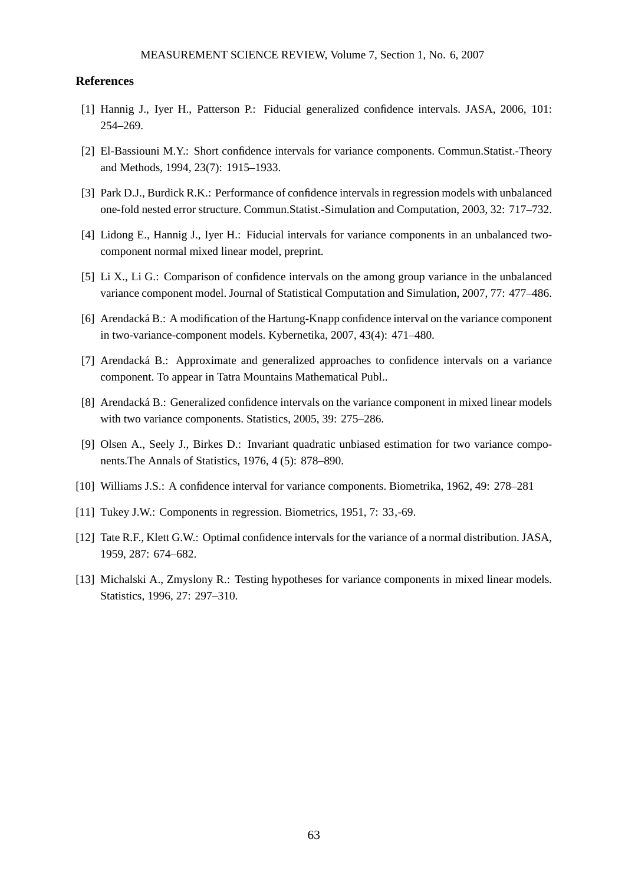## References

[1] Hannig J., Iyer H., Patterson P.: Fiducial generalized confidence intervals. JASA, 2006, 101: 254–269.

[2] El-Bassiouni M.Y.: Short confidence intervals for variance components. Commun.Statist.-Theory and Methods, 1994, 23(7): 1915–1933.

[3] Park D.J., Burdick R.K.: Performance of confidence intervals in regression models with unbalanced one-fold nested error structure. Commun.Statist.-Simulation and Computation, 2003, 32: 717–732.

[4] Lidong E., Hannig J., Iyer H.: Fiducial intervals for variance components in an unbalanced two-component normal mixed linear model, preprint.

[5] Li X., Li G.: Comparison of confidence intervals on the among group variance in the unbalanced variance component model. Journal of Statistical Computation and Simulation, 2007, 77: 477–486.

[6] Arendacká B.: A modification of the Hartung-Knapp confidence interval on the variance component in two-variance-component models. Kybernetika, 2007, 43(4): 471–480.

[7] Arendacká B.: Approximate and generalized approaches to confidence intervals on a variance component. To appear in Tatra Mountains Mathematical Publ..

[8] Arendacká B.: Generalized confidence intervals on the variance component in mixed linear models with two variance components. Statistics, 2005, 39: 275–286.

[9] Olsen A., Seely J., Birkes D.: Invariant quadratic unbiased estimation for two variance components.The Annals of Statistics, 1976, 4 (5): 878–890.

[10] Williams J.S.: A confidence interval for variance components. Biometrika, 1962, 49: 278–281

[11] Tukey J.W.: Components in regression. Biometrics, 1951, 7: 33,-69.

[12] Tate R.F., Klett G.W.: Optimal confidence intervals for the variance of a normal distribution. JASA, 1959, 287: 674–682.

[13] Michalski A., Zmyslony R.: Testing hypotheses for variance components in mixed linear models. Statistics, 1996, 27: 297–310.